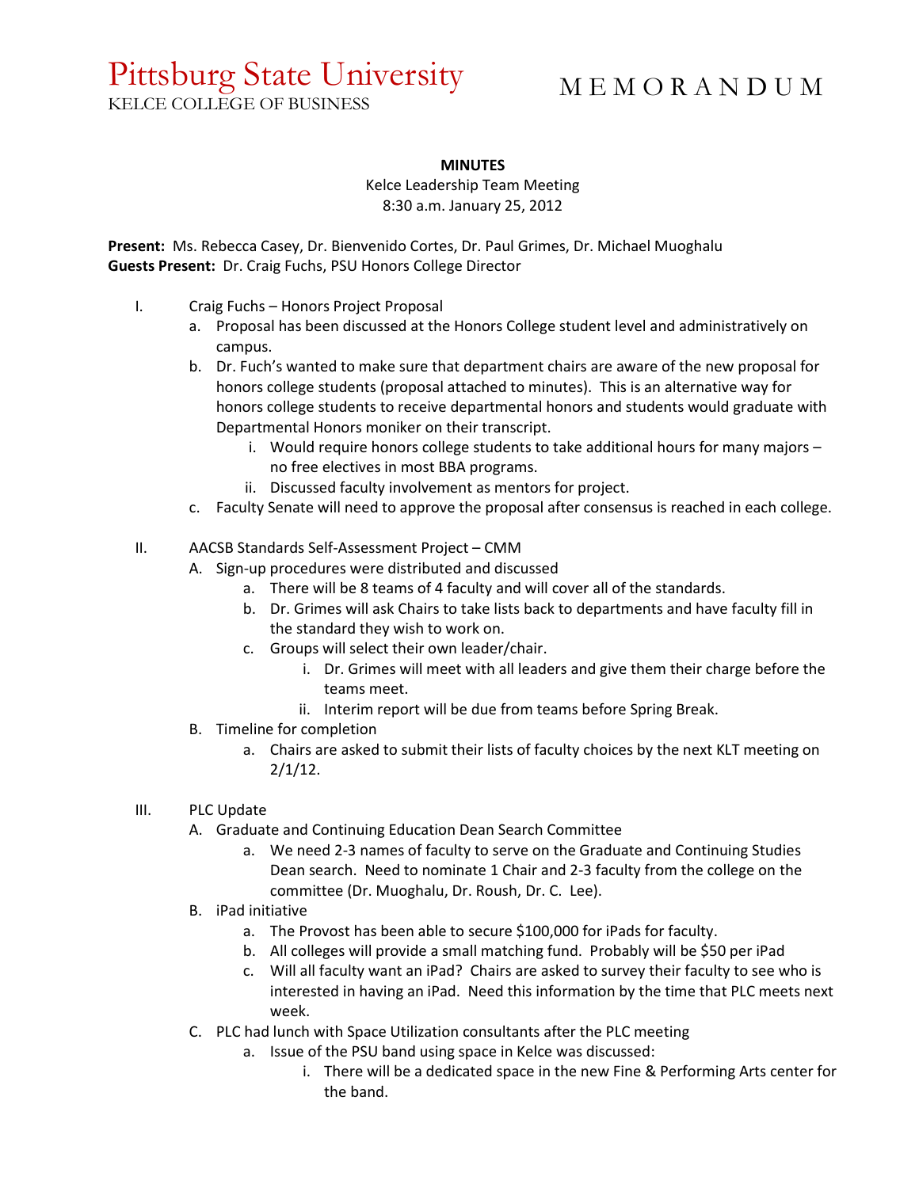# Pittsburg State University

KELCE COLLEGE OF BUSINESS

M E M O R A N D U M

**MINUTES**

Kelce Leadership Team Meeting
8:30 a.m. January 25, 2012

**Present:** Ms. Rebecca Casey, Dr. Bienvenido Cortes, Dr. Paul Grimes, Dr. Michael Muoghalu
**Guests Present:** Dr. Craig Fuchs, PSU Honors College Director

I. Craig Fuchs – Honors Project Proposal
   a. Proposal has been discussed at the Honors College student level and administratively on campus.
   b. Dr. Fuch's wanted to make sure that department chairs are aware of the new proposal for honors college students (proposal attached to minutes). This is an alternative way for honors college students to receive departmental honors and students would graduate with Departmental Honors moniker on their transcript.
      i. Would require honors college students to take additional hours for many majors – no free electives in most BBA programs.
      ii. Discussed faculty involvement as mentors for project.
   c. Faculty Senate will need to approve the proposal after consensus is reached in each college.

II. AACSB Standards Self-Assessment Project – CMM
   A. Sign-up procedures were distributed and discussed
      a. There will be 8 teams of 4 faculty and will cover all of the standards.
      b. Dr. Grimes will ask Chairs to take lists back to departments and have faculty fill in the standard they wish to work on.
      c. Groups will select their own leader/chair.
         i. Dr. Grimes will meet with all leaders and give them their charge before the teams meet.
         ii. Interim report will be due from teams before Spring Break.
   B. Timeline for completion
      a. Chairs are asked to submit their lists of faculty choices by the next KLT meeting on 2/1/12.

III. PLC Update
   A. Graduate and Continuing Education Dean Search Committee
      a. We need 2-3 names of faculty to serve on the Graduate and Continuing Studies Dean search. Need to nominate 1 Chair and 2-3 faculty from the college on the committee (Dr. Muoghalu, Dr. Roush, Dr. C. Lee).
   B. iPad initiative
      a. The Provost has been able to secure $100,000 for iPads for faculty.
      b. All colleges will provide a small matching fund. Probably will be $50 per iPad
      c. Will all faculty want an iPad? Chairs are asked to survey their faculty to see who is interested in having an iPad. Need this information by the time that PLC meets next week.
   C. PLC had lunch with Space Utilization consultants after the PLC meeting
      a. Issue of the PSU band using space in Kelce was discussed:
         i. There will be a dedicated space in the new Fine & Performing Arts center for the band.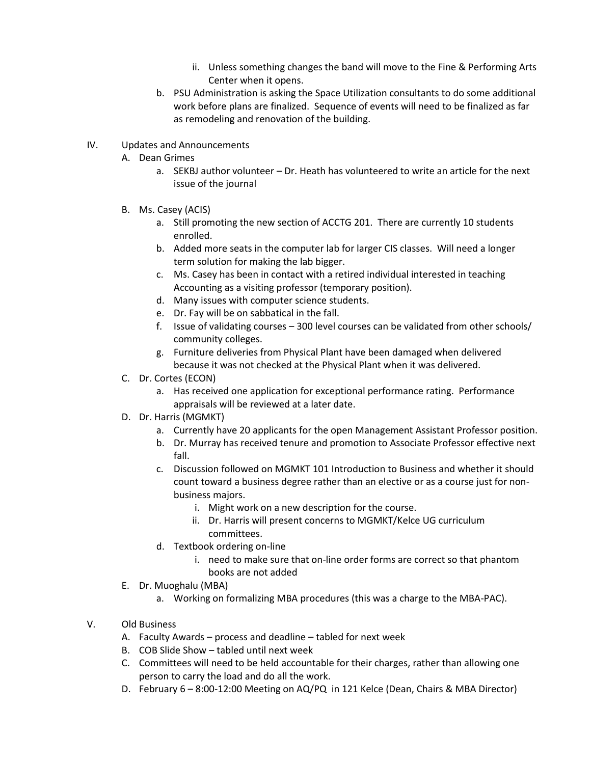ii. Unless something changes the band will move to the Fine & Performing Arts Center when it opens.

    b. PSU Administration is asking the Space Utilization consultants to do some additional work before plans are finalized. Sequence of events will need to be finalized as far as remodeling and renovation of the building.

IV. Updates and Announcements

- A. Dean Grimes
    - a. SEKBJ author volunteer – Dr. Heath has volunteered to write an article for the next issue of the journal
- B. Ms. Casey (ACIS)
    - a. Still promoting the new section of ACCTG 201. There are currently 10 students enrolled.
    - b. Added more seats in the computer lab for larger CIS classes. Will need a longer term solution for making the lab bigger.
    - c. Ms. Casey has been in contact with a retired individual interested in teaching Accounting as a visiting professor (temporary position).
    - d. Many issues with computer science students.
    - e. Dr. Fay will be on sabbatical in the fall.
    - f. Issue of validating courses – 300 level courses can be validated from other schools/ community colleges.
    - g. Furniture deliveries from Physical Plant have been damaged when delivered because it was not checked at the Physical Plant when it was delivered.
- C. Dr. Cortes (ECON)
    - a. Has received one application for exceptional performance rating. Performance appraisals will be reviewed at a later date.
- D. Dr. Harris (MGMKT)
    - a. Currently have 20 applicants for the open Management Assistant Professor position.
    - b. Dr. Murray has received tenure and promotion to Associate Professor effective next fall.
    - c. Discussion followed on MGMKT 101 Introduction to Business and whether it should count toward a business degree rather than an elective or as a course just for non-business majors.
        - i. Might work on a new description for the course.
        - ii. Dr. Harris will present concerns to MGMKT/Kelce UG curriculum committees.
    - d. Textbook ordering on-line
        - i. need to make sure that on-line order forms are correct so that phantom books are not added
- E. Dr. Muoghalu (MBA)
    - a. Working on formalizing MBA procedures (this was a charge to the MBA-PAC).

V. Old Business

- A. Faculty Awards – process and deadline – tabled for next week
- B. COB Slide Show – tabled until next week
- C. Committees will need to be held accountable for their charges, rather than allowing one person to carry the load and do all the work.
- D. February 6 – 8:00-12:00 Meeting on AQ/PQ in 121 Kelce (Dean, Chairs & MBA Director)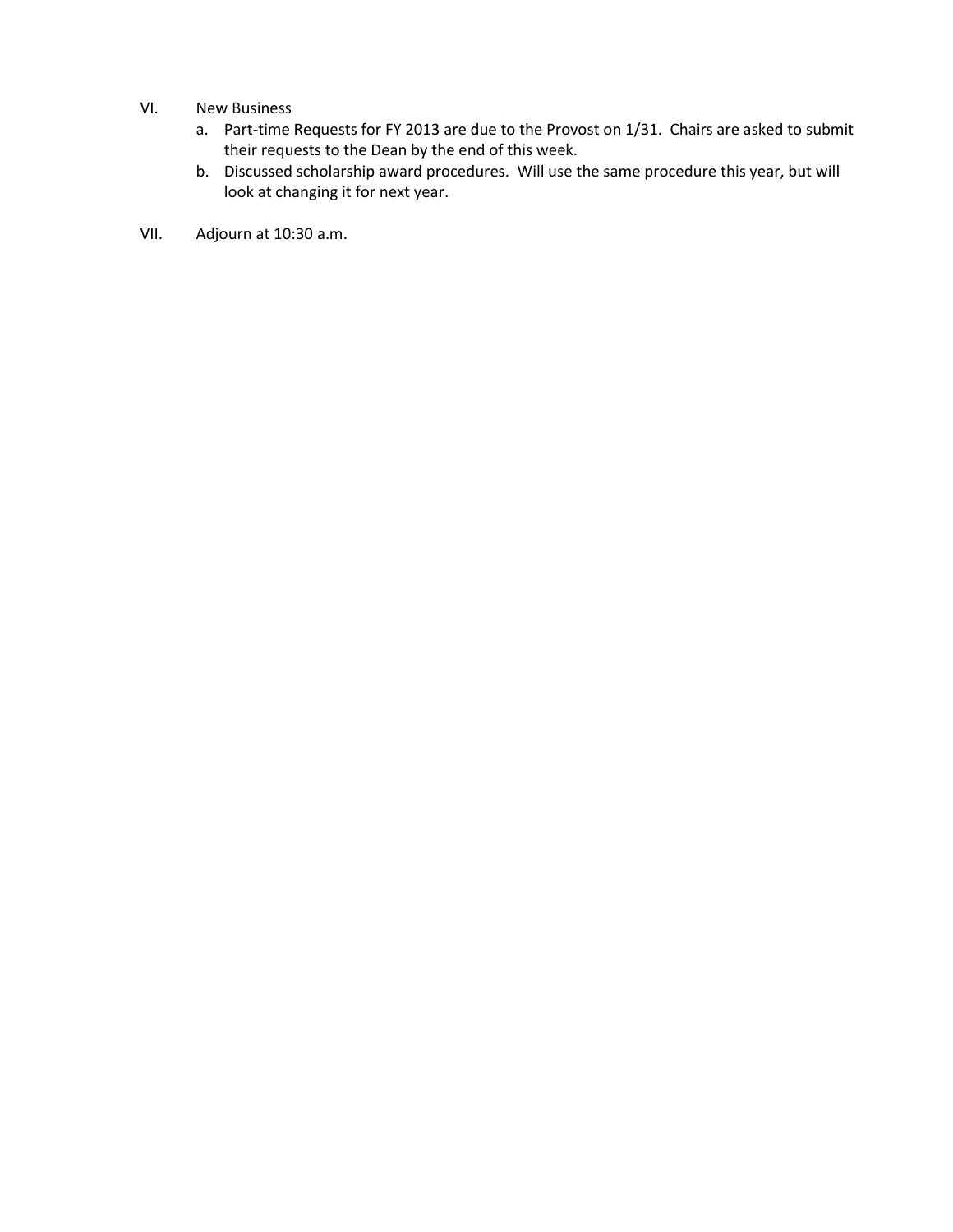VI. New Business

  a. Part-time Requests for FY 2013 are due to the Provost on 1/31. Chairs are asked to submit their requests to the Dean by the end of this week.
  b. Discussed scholarship award procedures. Will use the same procedure this year, but will look at changing it for next year.

VII. Adjourn at 10:30 a.m.